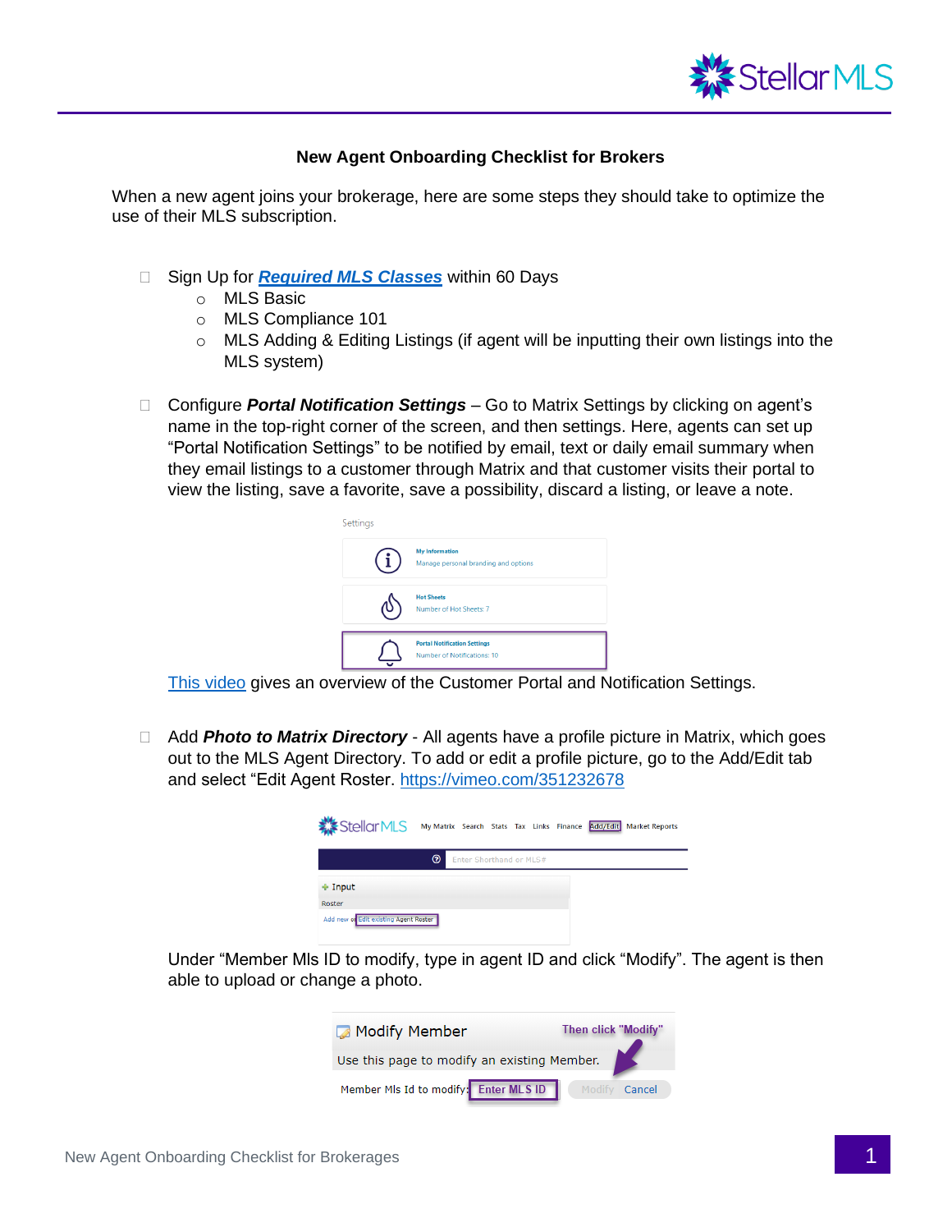## New Agent Onboarding Checklist for Brokers

When a new agent joins your brokerage, here are some steps they should take to optimize the use of their MLS subscription.

- ☐ Sign Up for ***Required MLS Classes*** within 60 Days
  - MLS Basic
  - MLS Compliance 101
  - MLS Adding & Editing Listings (if agent will be inputting their own listings into the MLS system)

- ☐ Configure ***Portal Notification Settings*** – Go to Matrix Settings by clicking on agent's name in the top-right corner of the screen, and then settings. Here, agents can set up "Portal Notification Settings" to be notified by email, text or daily email summary when they email listings to a customer through Matrix and that customer visits their portal to view the listing, save a favorite, save a possibility, discard a listing, or leave a note.

  This video gives an overview of the Customer Portal and Notification Settings.

- ☐ Add ***Photo to Matrix Directory*** - All agents have a profile picture in Matrix, which goes out to the MLS Agent Directory. To add or edit a profile picture, go to the Add/Edit tab and select "Edit Agent Roster. https://vimeo.com/351232678

  Under "Member Mls ID to modify, type in agent ID and click "Modify". The agent is then able to upload or change a photo.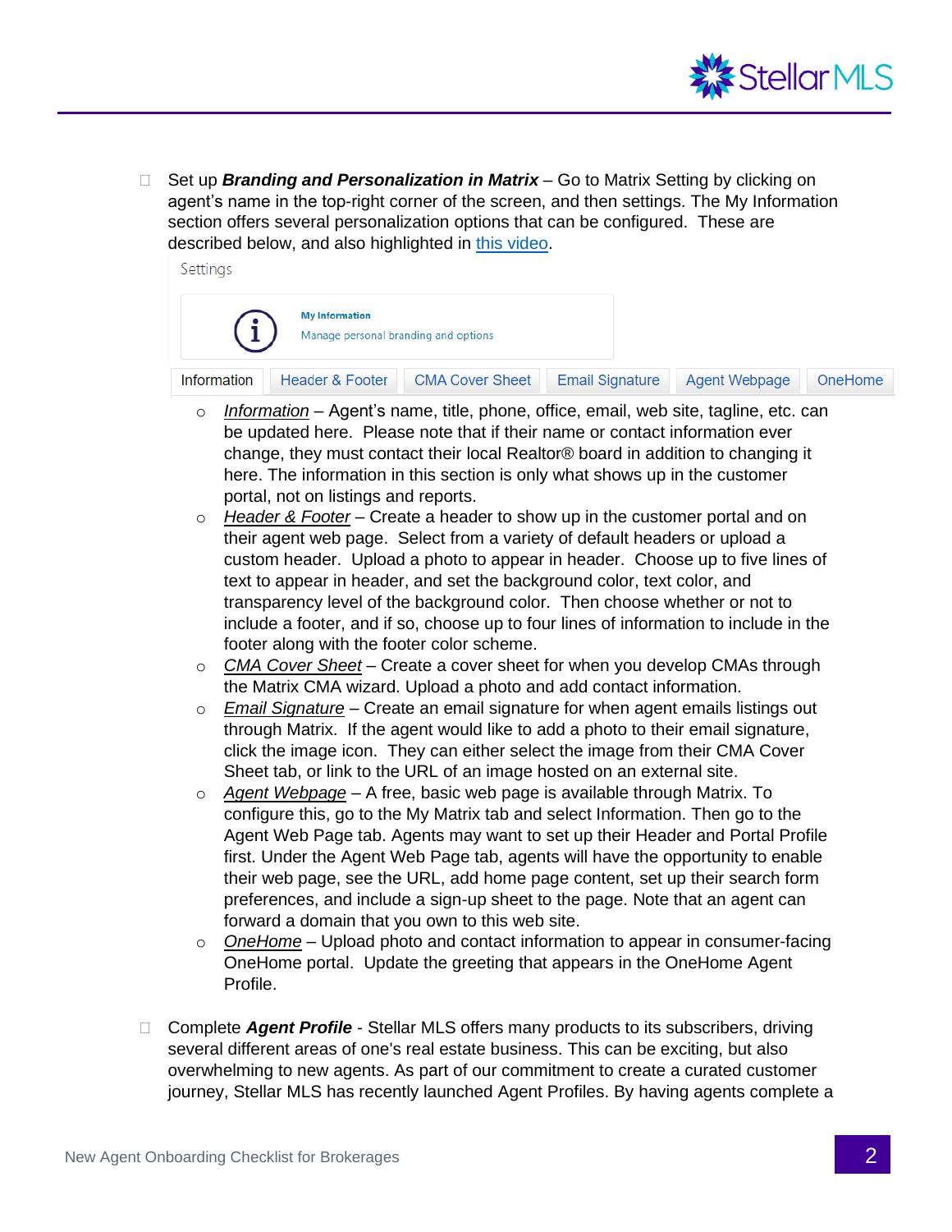- ☐ Set up ***Branding and Personalization in Matrix*** – Go to Matrix Setting by clicking on agent's name in the top-right corner of the screen, and then settings. The My Information section offers several personalization options that can be configured. These are described below, and also highlighted in [this video](#).

  Settings

  **My Information**
  Manage personal branding and options

  Information | Header & Footer | CMA Cover Sheet | Email Signature | Agent Webpage | OneHome

  - *Information* – Agent's name, title, phone, office, email, web site, tagline, etc. can be updated here. Please note that if their name or contact information ever change, they must contact their local Realtor® board in addition to changing it here. The information in this section is only what shows up in the customer portal, not on listings and reports.
  - *Header & Footer* – Create a header to show up in the customer portal and on their agent web page. Select from a variety of default headers or upload a custom header. Upload a photo to appear in header. Choose up to five lines of text to appear in header, and set the background color, text color, and transparency level of the background color. Then choose whether or not to include a footer, and if so, choose up to four lines of information to include in the footer along with the footer color scheme.
  - *CMA Cover Sheet* – Create a cover sheet for when you develop CMAs through the Matrix CMA wizard. Upload a photo and add contact information.
  - *Email Signature* – Create an email signature for when agent emails listings out through Matrix. If the agent would like to add a photo to their email signature, click the image icon. They can either select the image from their CMA Cover Sheet tab, or link to the URL of an image hosted on an external site.
  - *Agent Webpage* – A free, basic web page is available through Matrix. To configure this, go to the My Matrix tab and select Information. Then go to the Agent Web Page tab. Agents may want to set up their Header and Portal Profile first. Under the Agent Web Page tab, agents will have the opportunity to enable their web page, see the URL, add home page content, set up their search form preferences, and include a sign-up sheet to the page. Note that an agent can forward a domain that you own to this web site.
  - *OneHome* – Upload photo and contact information to appear in consumer-facing OneHome portal. Update the greeting that appears in the OneHome Agent Profile.

- ☐ Complete ***Agent Profile*** - Stellar MLS offers many products to its subscribers, driving several different areas of one's real estate business. This can be exciting, but also overwhelming to new agents. As part of our commitment to create a curated customer journey, Stellar MLS has recently launched Agent Profiles. By having agents complete a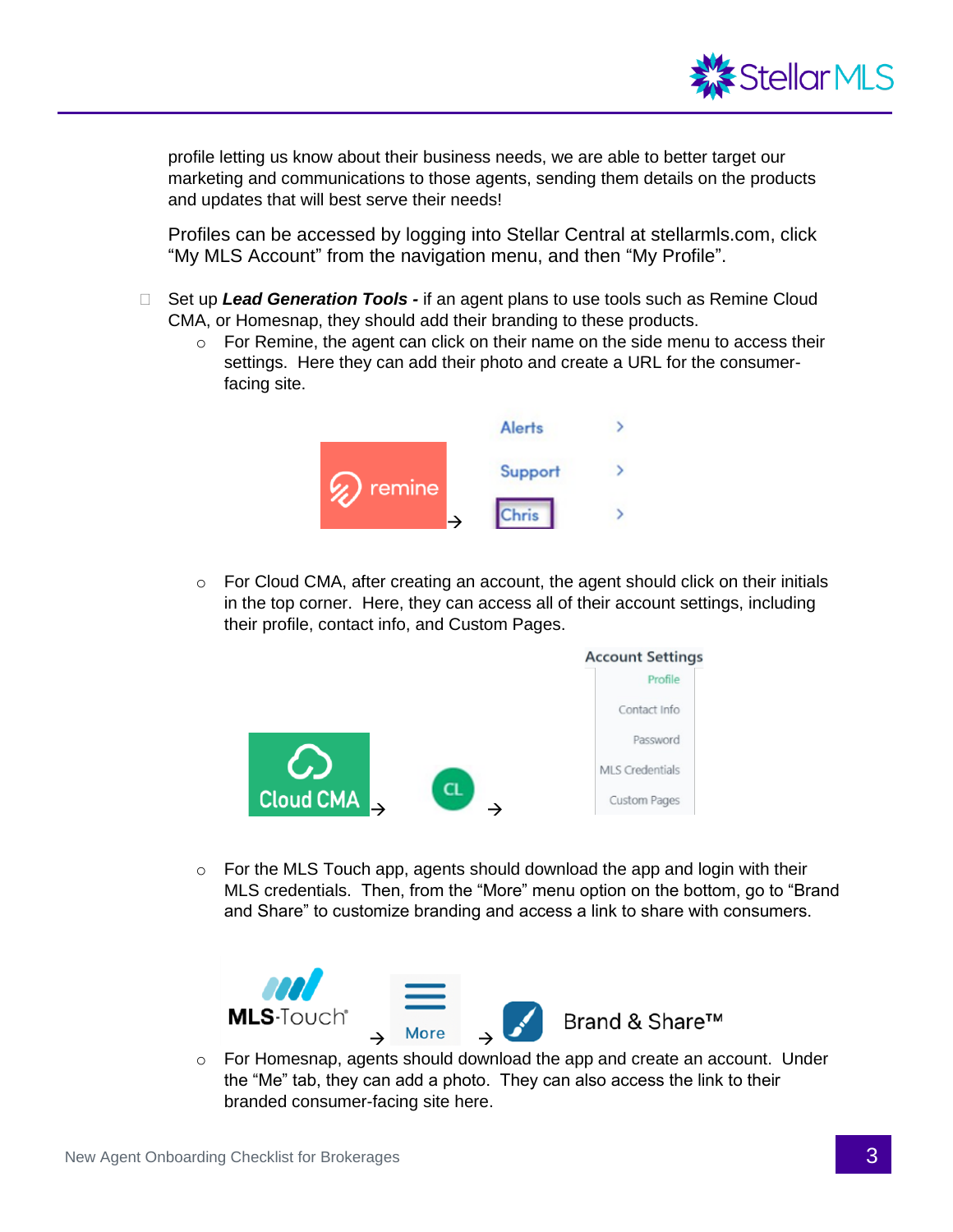profile letting us know about their business needs, we are able to better target our marketing and communications to those agents, sending them details on the products and updates that will best serve their needs!

Profiles can be accessed by logging into Stellar Central at stellarmls.com, click "My MLS Account" from the navigation menu, and then "My Profile".

- ☐ Set up ***Lead Generation Tools -*** if an agent plans to use tools such as Remine Cloud CMA, or Homesnap, they should add their branding to these products.
  - For Remine, the agent can click on their name on the side menu to access their settings. Here they can add their photo and create a URL for the consumer-facing site.
  - For Cloud CMA, after creating an account, the agent should click on their initials in the top corner. Here, they can access all of their account settings, including their profile, contact info, and Custom Pages.
  - For the MLS Touch app, agents should download the app and login with their MLS credentials. Then, from the "More" menu option on the bottom, go to "Brand and Share" to customize branding and access a link to share with consumers.
  - For Homesnap, agents should download the app and create an account. Under the "Me" tab, they can add a photo. They can also access the link to their branded consumer-facing site here.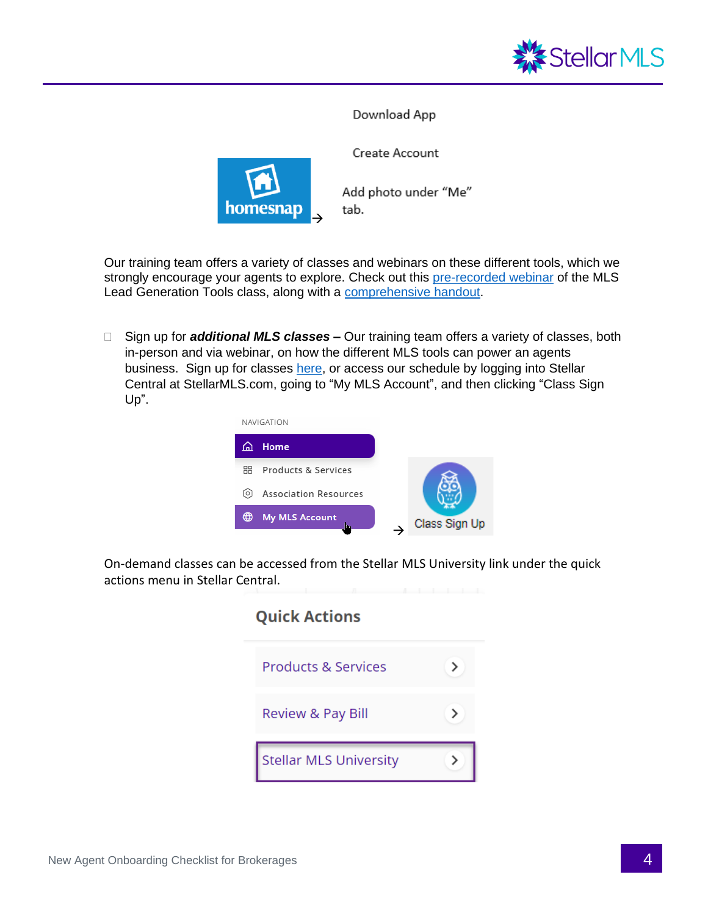Download App

Create Account

Add photo under "Me" tab.

Our training team offers a variety of classes and webinars on these different tools, which we strongly encourage your agents to explore. Check out this pre-recorded webinar of the MLS Lead Generation Tools class, along with a comprehensive handout.

- Sign up for ***additional MLS classes*** **–** Our training team offers a variety of classes, both in-person and via webinar, on how the different MLS tools can power an agents business. Sign up for classes here, or access our schedule by logging into Stellar Central at StellarMLS.com, going to "My MLS Account", and then clicking "Class Sign Up".

NAVIGATION
Home
Products & Services
Association Resources
My MLS Account

Class Sign Up

On-demand classes can be accessed from the Stellar MLS University link under the quick actions menu in Stellar Central.

Quick Actions
Products & Services
Review & Pay Bill
Stellar MLS University